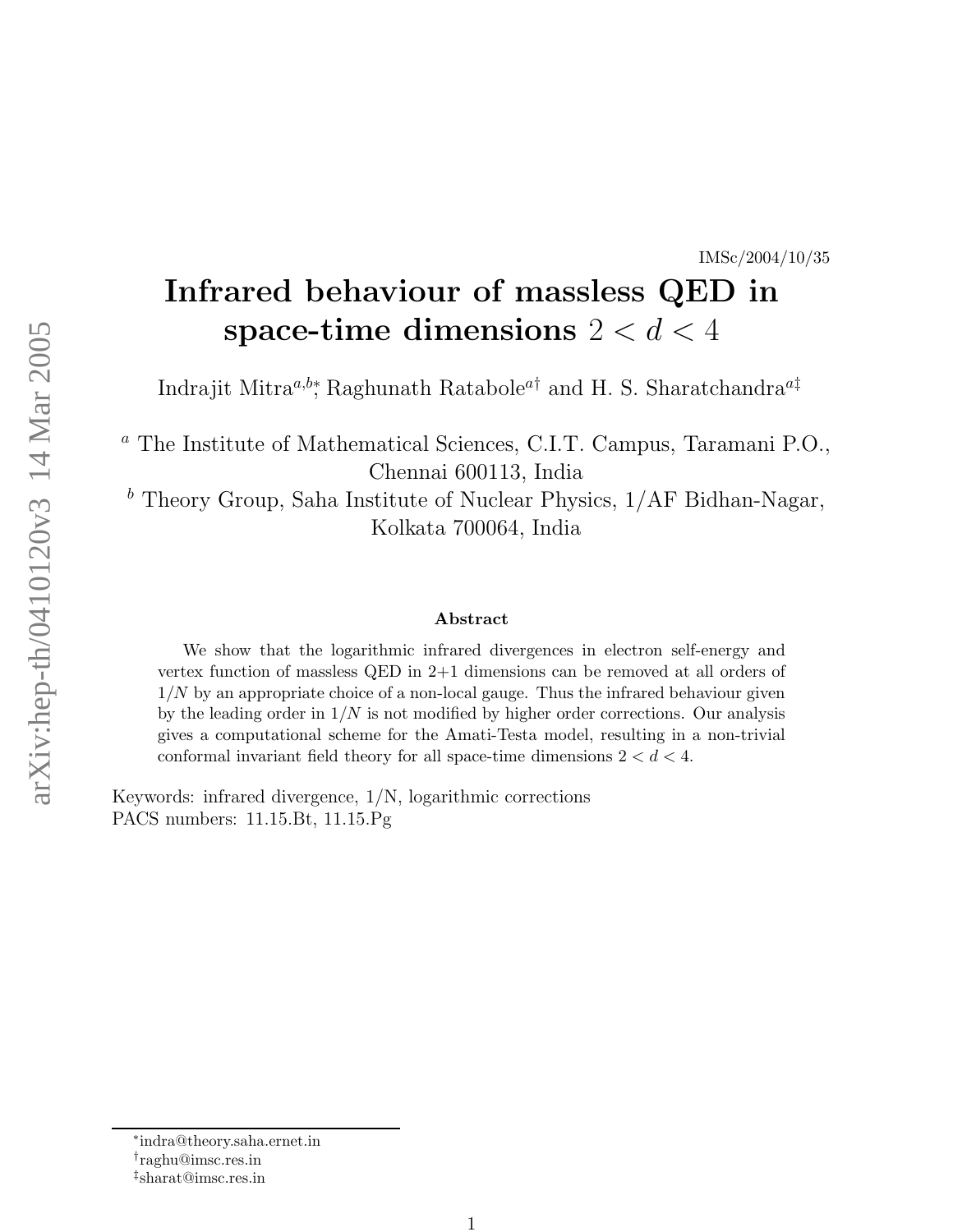IMSc/2004/10/35

# Infrared behaviour of massless QED in space-time dimensions $2 < d < 4$

Indrajit Mitra[a,b*], Raghunath Ratabole[a†] and H. S. Sharatchandra[a‡]

[a] The Institute of Mathematical Sciences, C.I.T. Campus, Taramani P.O., Chennai 600113, India

[b] Theory Group, Saha Institute of Nuclear Physics, 1/AF Bidhan-Nagar, Kolkata 700064, India

### Abstract

We show that the logarithmic infrared divergences in electron self-energy and vertex function of massless QED in 2+1 dimensions can be removed at all orders of $1/N$ by an appropriate choice of a non-local gauge. Thus the infrared behaviour given by the leading order in $1/N$ is not modified by higher order corrections. Our analysis gives a computational scheme for the Amati-Testa model, resulting in a non-trivial conformal invariant field theory for all space-time dimensions $2 < d < 4$.

Keywords: infrared divergence, 1/N, logarithmic corrections
PACS numbers: 11.15.Bt, 11.15.Pg

---

*indra@theory.saha.ernet.in
†raghu@imsc.res.in
‡sharat@imsc.res.in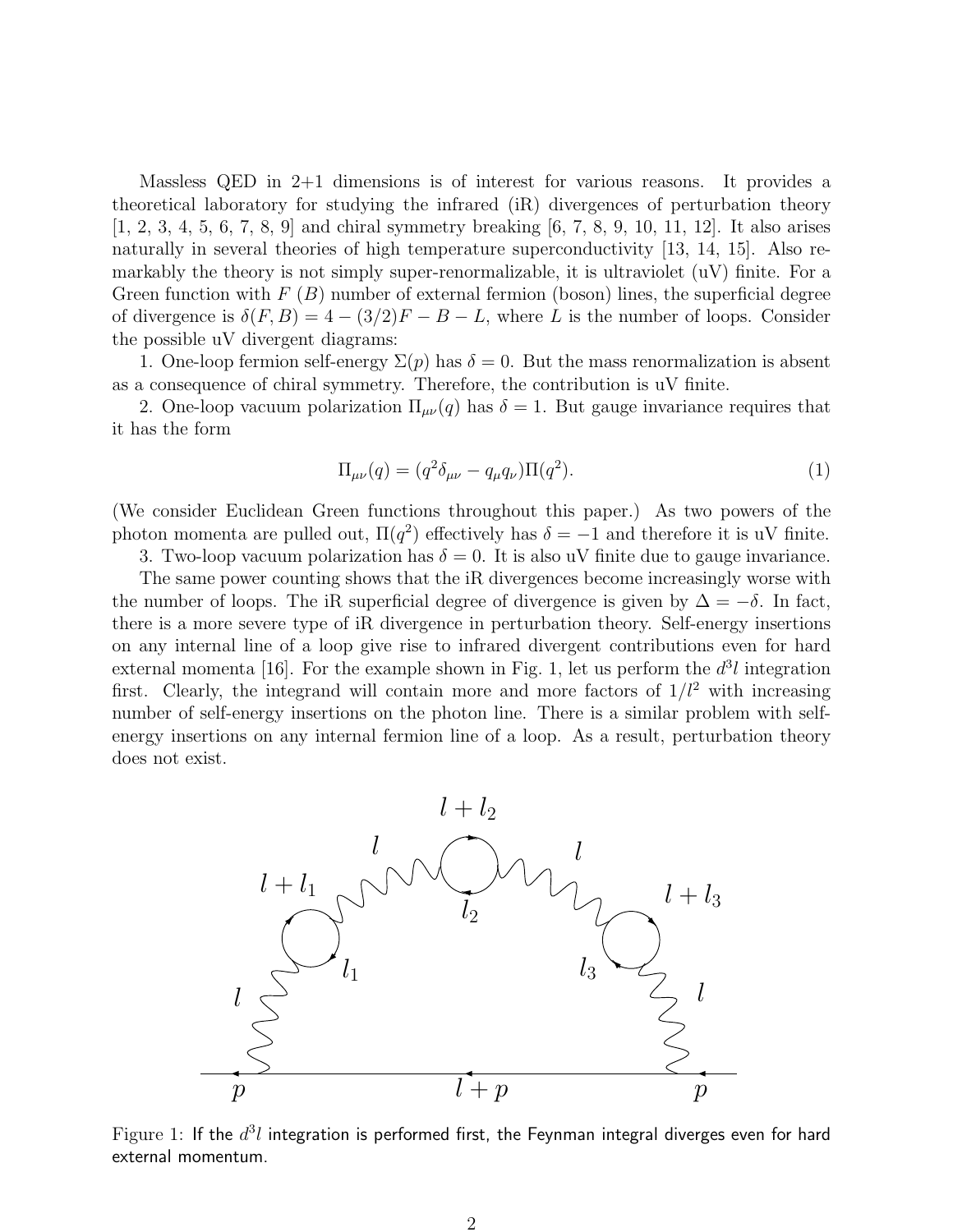Massless QED in 2+1 dimensions is of interest for various reasons. It provides a theoretical laboratory for studying the infrared (iR) divergences of perturbation theory [1, 2, 3, 4, 5, 6, 7, 8, 9] and chiral symmetry breaking [6, 7, 8, 9, 10, 11, 12]. It also arises naturally in several theories of high temperature superconductivity [13, 14, 15]. Also remarkably the theory is not simply super-renormalizable, it is ultraviolet (uV) finite. For a Green function with $F$ ($B$) number of external fermion (boson) lines, the superficial degree of divergence is $\delta(F, B) = 4 - (3/2)F - B - L$, where $L$ is the number of loops. Consider the possible uV divergent diagrams:

1. One-loop fermion self-energy $\Sigma(p)$ has $\delta = 0$. But the mass renormalization is absent as a consequence of chiral symmetry. Therefore, the contribution is uV finite.

2. One-loop vacuum polarization $\Pi_{\mu\nu}(q)$ has $\delta = 1$. But gauge invariance requires that it has the form

$$\Pi_{\mu\nu}(q) = (q^2\delta_{\mu\nu} - q_\mu q_\nu)\Pi(q^2). \tag{1}$$

(We consider Euclidean Green functions throughout this paper.) As two powers of the photon momenta are pulled out, $\Pi(q^2)$ effectively has $\delta = -1$ and therefore it is uV finite.

3. Two-loop vacuum polarization has $\delta = 0$. It is also uV finite due to gauge invariance.

The same power counting shows that the iR divergences become increasingly worse with the number of loops. The iR superficial degree of divergence is given by $\Delta = -\delta$. In fact, there is a more severe type of iR divergence in perturbation theory. Self-energy insertions on any internal line of a loop give rise to infrared divergent contributions even for hard external momenta [16]. For the example shown in Fig. 1, let us perform the $d^3l$ integration first. Clearly, the integrand will contain more and more factors of $1/l^2$ with increasing number of self-energy insertions on the photon line. There is a similar problem with self-energy insertions on any internal fermion line of a loop. As a result, perturbation theory does not exist.

Figure 1: If the $d^3l$ integration is performed first, the Feynman integral diverges even for hard external momentum.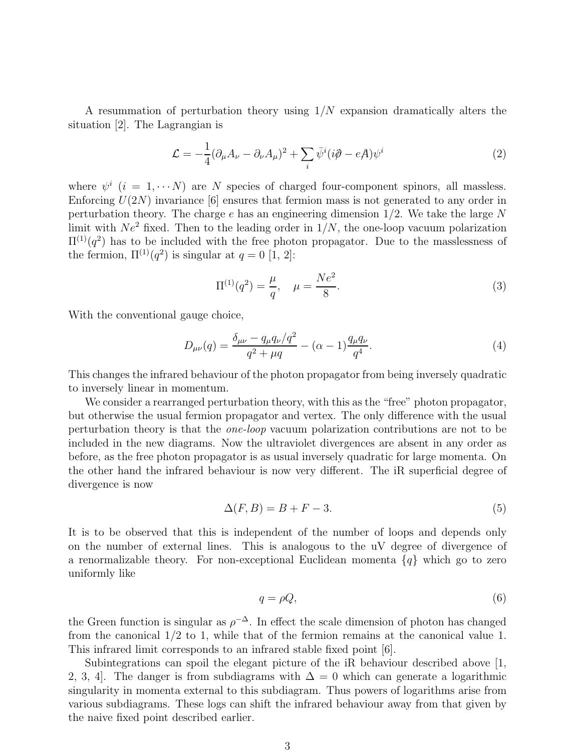A resummation of perturbation theory using $1/N$ expansion dramatically alters the situation [2]. The Lagrangian is

$$\mathcal{L} = -\frac{1}{4}(\partial_\mu A_\nu - \partial_\nu A_\mu)^2 + \sum_i \bar{\psi}^i (i\partial\!\!\!/ - eA\!\!\!/)\psi^i \tag{2}$$

where $\psi^i$ $(i = 1, \cdots N)$ are $N$ species of charged four-component spinors, all massless. Enforcing $U(2N)$ invariance [6] ensures that fermion mass is not generated to any order in perturbation theory. The charge $e$ has an engineering dimension 1/2. We take the large $N$ limit with $Ne^2$ fixed. Then to the leading order in $1/N$, the one-loop vacuum polarization $\Pi^{(1)}(q^2)$ has to be included with the free photon propagator. Due to the masslessness of the fermion, $\Pi^{(1)}(q^2)$ is singular at $q = 0$ [1, 2]:

$$\Pi^{(1)}(q^2) = \frac{\mu}{q}, \quad \mu = \frac{Ne^2}{8}. \tag{3}$$

With the conventional gauge choice,

$$D_{\mu\nu}(q) = \frac{\delta_{\mu\nu} - q_\mu q_\nu/q^2}{q^2 + \mu q} - (\alpha - 1)\frac{q_\mu q_\nu}{q^4}. \tag{4}$$

This changes the infrared behaviour of the photon propagator from being inversely quadratic to inversely linear in momentum.

We consider a rearranged perturbation theory, with this as the "free" photon propagator, but otherwise the usual fermion propagator and vertex. The only difference with the usual perturbation theory is that the *one-loop* vacuum polarization contributions are not to be included in the new diagrams. Now the ultraviolet divergences are absent in any order as before, as the free photon propagator is as usual inversely quadratic for large momenta. On the other hand the infrared behaviour is now very different. The iR superficial degree of divergence is now

$$\Delta(F, B) = B + F - 3. \tag{5}$$

It is to be observed that this is independent of the number of loops and depends only on the number of external lines. This is analogous to the uV degree of divergence of a renormalizable theory. For non-exceptional Euclidean momenta $\{q\}$ which go to zero uniformly like

$$q = \rho Q, \tag{6}$$

the Green function is singular as $\rho^{-\Delta}$. In effect the scale dimension of photon has changed from the canonical 1/2 to 1, while that of the fermion remains at the canonical value 1. This infrared limit corresponds to an infrared stable fixed point [6].

Subintegrations can spoil the elegant picture of the iR behaviour described above [1, 2, 3, 4]. The danger is from subdiagrams with $\Delta = 0$ which can generate a logarithmic singularity in momenta external to this subdiagram. Thus powers of logarithms arise from various subdiagrams. These logs can shift the infrared behaviour away from that given by the naive fixed point described earlier.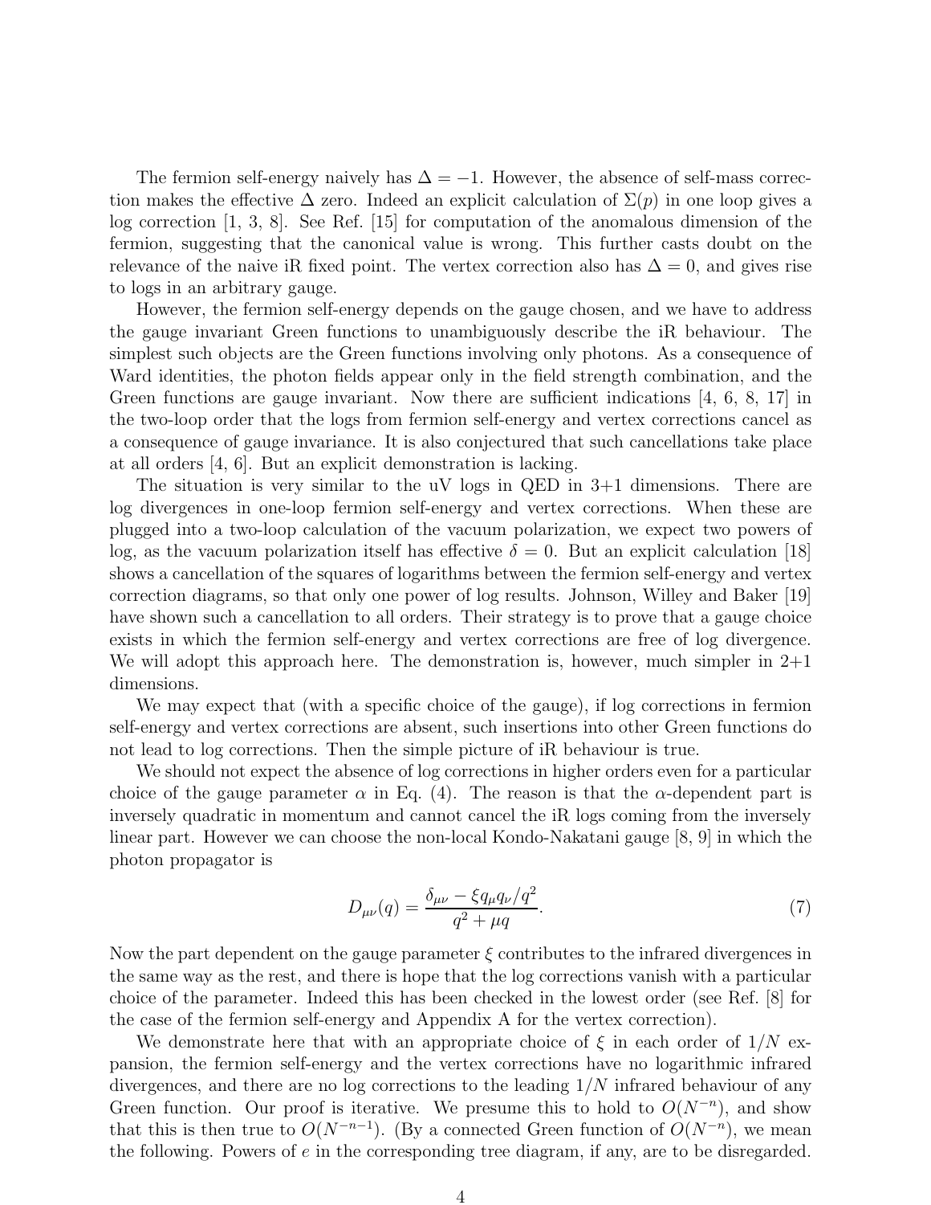The fermion self-energy naively has $\Delta = -1$. However, the absence of self-mass correction makes the effective $\Delta$ zero. Indeed an explicit calculation of $\Sigma(p)$ in one loop gives a log correction [1, 3, 8]. See Ref. [15] for computation of the anomalous dimension of the fermion, suggesting that the canonical value is wrong. This further casts doubt on the relevance of the naive iR fixed point. The vertex correction also has $\Delta = 0$, and gives rise to logs in an arbitrary gauge.

However, the fermion self-energy depends on the gauge chosen, and we have to address the gauge invariant Green functions to unambiguously describe the iR behaviour. The simplest such objects are the Green functions involving only photons. As a consequence of Ward identities, the photon fields appear only in the field strength combination, and the Green functions are gauge invariant. Now there are sufficient indications [4, 6, 8, 17] in the two-loop order that the logs from fermion self-energy and vertex corrections cancel as a consequence of gauge invariance. It is also conjectured that such cancellations take place at all orders [4, 6]. But an explicit demonstration is lacking.

The situation is very similar to the uV logs in QED in 3+1 dimensions. There are log divergences in one-loop fermion self-energy and vertex corrections. When these are plugged into a two-loop calculation of the vacuum polarization, we expect two powers of log, as the vacuum polarization itself has effective $\delta = 0$. But an explicit calculation [18] shows a cancellation of the squares of logarithms between the fermion self-energy and vertex correction diagrams, so that only one power of log results. Johnson, Willey and Baker [19] have shown such a cancellation to all orders. Their strategy is to prove that a gauge choice exists in which the fermion self-energy and vertex corrections are free of log divergence. We will adopt this approach here. The demonstration is, however, much simpler in 2+1 dimensions.

We may expect that (with a specific choice of the gauge), if log corrections in fermion self-energy and vertex corrections are absent, such insertions into other Green functions do not lead to log corrections. Then the simple picture of iR behaviour is true.

We should not expect the absence of log corrections in higher orders even for a particular choice of the gauge parameter $\alpha$ in Eq. (4). The reason is that the $\alpha$-dependent part is inversely quadratic in momentum and cannot cancel the iR logs coming from the inversely linear part. However we can choose the non-local Kondo-Nakatani gauge [8, 9] in which the photon propagator is

$$D_{\mu\nu}(q) = \frac{\delta_{\mu\nu} - \xi q_\mu q_\nu / q^2}{q^2 + \mu q}. \tag{7}$$

Now the part dependent on the gauge parameter $\xi$ contributes to the infrared divergences in the same way as the rest, and there is hope that the log corrections vanish with a particular choice of the parameter. Indeed this has been checked in the lowest order (see Ref. [8] for the case of the fermion self-energy and Appendix A for the vertex correction).

We demonstrate here that with an appropriate choice of $\xi$ in each order of $1/N$ expansion, the fermion self-energy and the vertex corrections have no logarithmic infrared divergences, and there are no log corrections to the leading $1/N$ infrared behaviour of any Green function. Our proof is iterative. We presume this to hold to $O(N^{-n})$, and show that this is then true to $O(N^{-n-1})$. (By a connected Green function of $O(N^{-n})$, we mean the following. Powers of $e$ in the corresponding tree diagram, if any, are to be disregarded.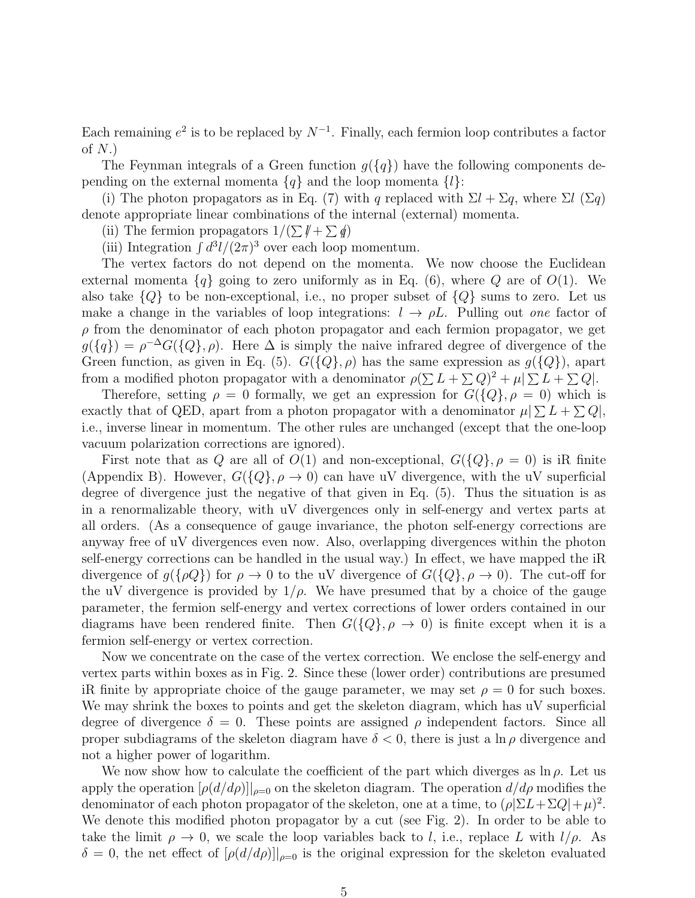Each remaining $e^2$ is to be replaced by $N^{-1}$. Finally, each fermion loop contributes a factor of $N$.)

The Feynman integrals of a Green function $g(\{q\})$ have the following components depending on the external momenta $\{q\}$ and the loop momenta $\{l\}$:

(i) The photon propagators as in Eq. (7) with $q$ replaced with $\Sigma l + \Sigma q$, where $\Sigma l$ ($\Sigma q$) denote appropriate linear combinations of the internal (external) momenta.

(ii) The fermion propagators $1/(\sum \not{l} + \sum \not{q})$

(iii) Integration $\int d^3l/(2\pi)^3$ over each loop momentum.

The vertex factors do not depend on the momenta. We now choose the Euclidean external momenta $\{q\}$ going to zero uniformly as in Eq. (6), where $Q$ are of $O(1)$. We also take $\{Q\}$ to be non-exceptional, i.e., no proper subset of $\{Q\}$ sums to zero. Let us make a change in the variables of loop integrations: $l \to \rho L$. Pulling out *one* factor of $\rho$ from the denominator of each photon propagator and each fermion propagator, we get $g(\{q\}) = \rho^{-\Delta} G(\{Q\}, \rho)$. Here $\Delta$ is simply the naive infrared degree of divergence of the Green function, as given in Eq. (5). $G(\{Q\}, \rho)$ has the same expression as $g(\{Q\})$, apart from a modified photon propagator with a denominator $\rho(\sum L + \sum Q)^2 + \mu |\sum L + \sum Q|$.

Therefore, setting $\rho = 0$ formally, we get an expression for $G(\{Q\}, \rho = 0)$ which is exactly that of QED, apart from a photon propagator with a denominator $\mu |\sum L + \sum Q|$, i.e., inverse linear in momentum. The other rules are unchanged (except that the one-loop vacuum polarization corrections are ignored).

First note that as $Q$ are all of $O(1)$ and non-exceptional, $G(\{Q\}, \rho = 0)$ is iR finite (Appendix B). However, $G(\{Q\}, \rho \to 0)$ can have uV divergence, with the uV superficial degree of divergence just the negative of that given in Eq. (5). Thus the situation is as in a renormalizable theory, with uV divergences only in self-energy and vertex parts at all orders. (As a consequence of gauge invariance, the photon self-energy corrections are anyway free of uV divergences even now. Also, overlapping divergences within the photon self-energy corrections can be handled in the usual way.) In effect, we have mapped the iR divergence of $g(\{\rho Q\})$ for $\rho \to 0$ to the uV divergence of $G(\{Q\}, \rho \to 0)$. The cut-off for the uV divergence is provided by $1/\rho$. We have presumed that by a choice of the gauge parameter, the fermion self-energy and vertex corrections of lower orders contained in our diagrams have been rendered finite. Then $G(\{Q\}, \rho \to 0)$ is finite except when it is a fermion self-energy or vertex correction.

Now we concentrate on the case of the vertex correction. We enclose the self-energy and vertex parts within boxes as in Fig. 2. Since these (lower order) contributions are presumed iR finite by appropriate choice of the gauge parameter, we may set $\rho = 0$ for such boxes. We may shrink the boxes to points and get the skeleton diagram, which has uV superficial degree of divergence $\delta = 0$. These points are assigned $\rho$ independent factors. Since all proper subdiagrams of the skeleton diagram have $\delta < 0$, there is just a $\ln \rho$ divergence and not a higher power of logarithm.

We now show how to calculate the coefficient of the part which diverges as $\ln \rho$. Let us apply the operation $[\rho(d/d\rho)]|_{\rho=0}$ on the skeleton diagram. The operation $d/d\rho$ modifies the denominator of each photon propagator of the skeleton, one at a time, to $(\rho|\Sigma L + \Sigma Q| + \mu)^2$. We denote this modified photon propagator by a cut (see Fig. 2). In order to be able to take the limit $\rho \to 0$, we scale the loop variables back to $l$, i.e., replace $L$ with $l/\rho$. As $\delta = 0$, the net effect of $[\rho(d/d\rho)]|_{\rho=0}$ is the original expression for the skeleton evaluated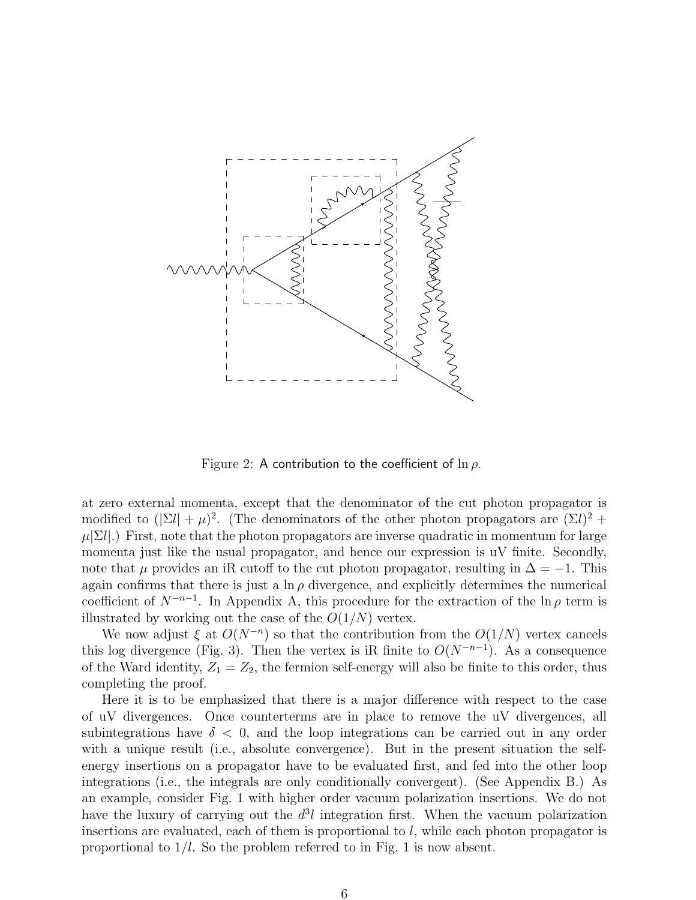Figure 2: A contribution to the coefficient of $\ln \rho$.

at zero external momenta, except that the denominator of the cut photon propagator is modified to $(|\Sigma l| + \mu)^2$. (The denominators of the other photon propagators are $(\Sigma l)^2 + \mu|\Sigma l|$.) First, note that the photon propagators are inverse quadratic in momentum for large momenta just like the usual propagator, and hence our expression is uV finite. Secondly, note that $\mu$ provides an iR cutoff to the cut photon propagator, resulting in $\Delta = -1$. This again confirms that there is just a $\ln \rho$ divergence, and explicitly determines the numerical coefficient of $N^{-n-1}$. In Appendix A, this procedure for the extraction of the $\ln \rho$ term is illustrated by working out the case of the $O(1/N)$ vertex.

We now adjust $\xi$ at $O(N^{-n})$ so that the contribution from the $O(1/N)$ vertex cancels this log divergence (Fig. 3). Then the vertex is iR finite to $O(N^{-n-1})$. As a consequence of the Ward identity, $Z_1 = Z_2$, the fermion self-energy will also be finite to this order, thus completing the proof.

Here it is to be emphasized that there is a major difference with respect to the case of uV divergences. Once counterterms are in place to remove the uV divergences, all subintegrations have $\delta < 0$, and the loop integrations can be carried out in any order with a unique result (i.e., absolute convergence). But in the present situation the self-energy insertions on a propagator have to be evaluated first, and fed into the other loop integrations (i.e., the integrals are only conditionally convergent). (See Appendix B.) As an example, consider Fig. 1 with higher order vacuum polarization insertions. We do not have the luxury of carrying out the $d^3l$ integration first. When the vacuum polarization insertions are evaluated, each of them is proportional to $l$, while each photon propagator is proportional to $1/l$. So the problem referred to in Fig. 1 is now absent.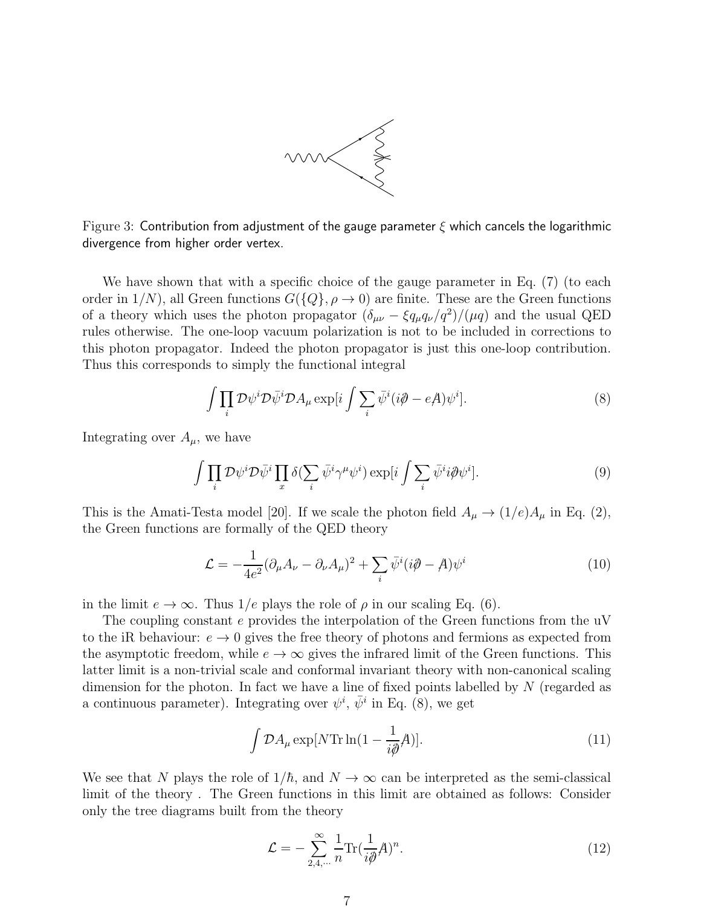Figure 3: Contribution from adjustment of the gauge parameter $\xi$ which cancels the logarithmic divergence from higher order vertex.

We have shown that with a specific choice of the gauge parameter in Eq. (7) (to each order in $1/N$), all Green functions $G(\{Q\}, \rho \to 0)$ are finite. These are the Green functions of a theory which uses the photon propagator $(\delta_{\mu\nu} - \xi q_\mu q_\nu/q^2)/(\mu q)$ and the usual QED rules otherwise. The one-loop vacuum polarization is not to be included in corrections to this photon propagator. Indeed the photon propagator is just this one-loop contribution. Thus this corresponds to simply the functional integral

$$\int \prod_i \mathcal{D}\psi^i \mathcal{D}\bar{\psi}^i \mathcal{D}A_\mu \exp[i \int \sum_i \bar{\psi}^i (i\not\partial - e\not{A})\psi^i]. \tag{8}$$

Integrating over $A_\mu$, we have

$$\int \prod_i \mathcal{D}\psi^i \mathcal{D}\bar{\psi}^i \prod_x \delta(\sum_i \bar{\psi}^i \gamma^\mu \psi^i) \exp[i \int \sum_i \bar{\psi}^i i\not\partial \psi^i]. \tag{9}$$

This is the Amati-Testa model [20]. If we scale the photon field $A_\mu \to (1/e)A_\mu$ in Eq. (2), the Green functions are formally of the QED theory

$$\mathcal{L} = -\frac{1}{4e^2}(\partial_\mu A_\nu - \partial_\nu A_\mu)^2 + \sum_i \bar{\psi}^i (i\not\partial - \not{A})\psi^i \tag{10}$$

in the limit $e \to \infty$. Thus $1/e$ plays the role of $\rho$ in our scaling Eq. (6).

The coupling constant $e$ provides the interpolation of the Green functions from the uV to the iR behaviour: $e \to 0$ gives the free theory of photons and fermions as expected from the asymptotic freedom, while $e \to \infty$ gives the infrared limit of the Green functions. This latter limit is a non-trivial scale and conformal invariant theory with non-canonical scaling dimension for the photon. In fact we have a line of fixed points labelled by $N$ (regarded as a continuous parameter). Integrating over $\psi^i$, $\bar{\psi}^i$ in Eq. (8), we get

$$\int \mathcal{D}A_\mu \exp[N \mathrm{Tr} \ln(1 - \frac{1}{i\not\partial}\not{A})]. \tag{11}$$

We see that $N$ plays the role of $1/\hbar$, and $N \to \infty$ can be interpreted as the semi-classical limit of the theory . The Green functions in this limit are obtained as follows: Consider only the tree diagrams built from the theory

$$\mathcal{L} = -\sum_{2,4,\cdots}^{\infty} \frac{1}{n} \mathrm{Tr}(\frac{1}{i\not\partial}\not{A})^n. \tag{12}$$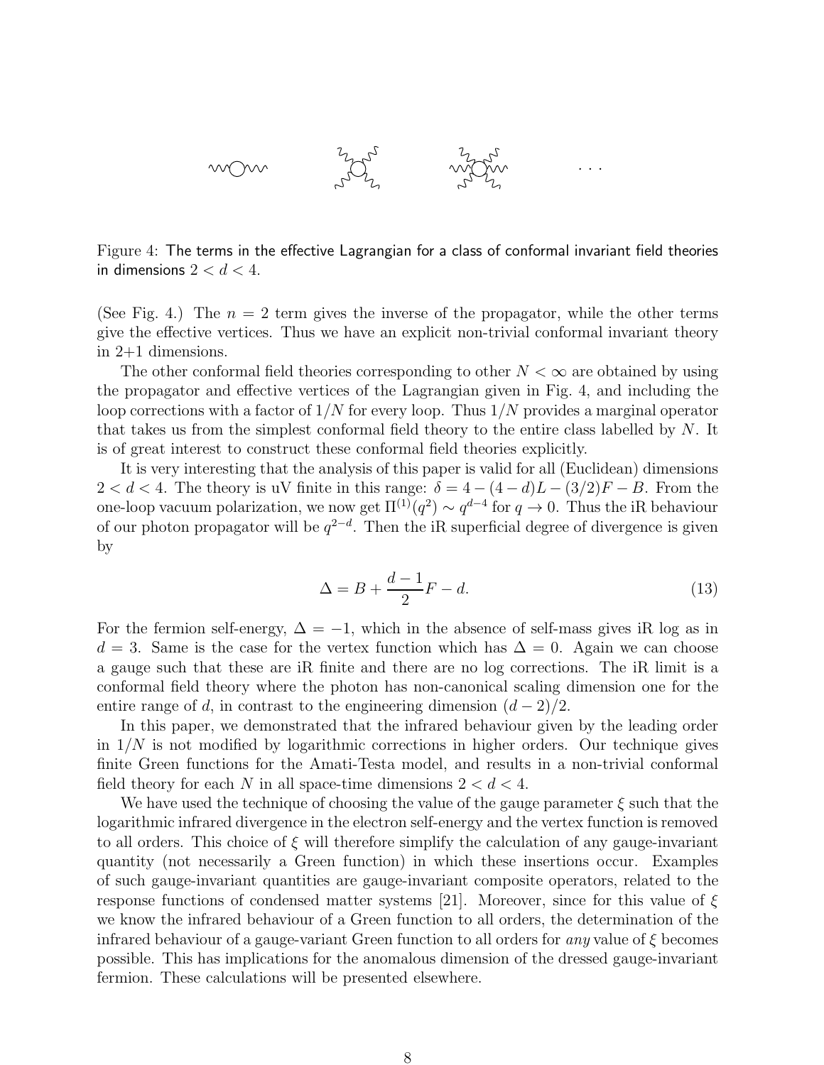Figure 4: The terms in the effective Lagrangian for a class of conformal invariant field theories in dimensions $2 < d < 4$.

(See Fig. 4.) The $n = 2$ term gives the inverse of the propagator, while the other terms give the effective vertices. Thus we have an explicit non-trivial conformal invariant theory in 2+1 dimensions.

The other conformal field theories corresponding to other $N < \infty$ are obtained by using the propagator and effective vertices of the Lagrangian given in Fig. 4, and including the loop corrections with a factor of $1/N$ for every loop. Thus $1/N$ provides a marginal operator that takes us from the simplest conformal field theory to the entire class labelled by $N$. It is of great interest to construct these conformal field theories explicitly.

It is very interesting that the analysis of this paper is valid for all (Euclidean) dimensions $2 < d < 4$. The theory is uV finite in this range: $\delta = 4 - (4-d)L - (3/2)F - B$. From the one-loop vacuum polarization, we now get $\Pi^{(1)}(q^2) \sim q^{d-4}$ for $q \to 0$. Thus the iR behaviour of our photon propagator will be $q^{2-d}$. Then the iR superficial degree of divergence is given by

$$\Delta = B + \frac{d-1}{2}F - d. \tag{13}$$

For the fermion self-energy, $\Delta = -1$, which in the absence of self-mass gives iR log as in $d = 3$. Same is the case for the vertex function which has $\Delta = 0$. Again we can choose a gauge such that these are iR finite and there are no log corrections. The iR limit is a conformal field theory where the photon has non-canonical scaling dimension one for the entire range of $d$, in contrast to the engineering dimension $(d-2)/2$.

In this paper, we demonstrated that the infrared behaviour given by the leading order in $1/N$ is not modified by logarithmic corrections in higher orders. Our technique gives finite Green functions for the Amati-Testa model, and results in a non-trivial conformal field theory for each $N$ in all space-time dimensions $2 < d < 4$.

We have used the technique of choosing the value of the gauge parameter $\xi$ such that the logarithmic infrared divergence in the electron self-energy and the vertex function is removed to all orders. This choice of $\xi$ will therefore simplify the calculation of any gauge-invariant quantity (not necessarily a Green function) in which these insertions occur. Examples of such gauge-invariant quantities are gauge-invariant composite operators, related to the response functions of condensed matter systems [21]. Moreover, since for this value of $\xi$ we know the infrared behaviour of a Green function to all orders, the determination of the infrared behaviour of a gauge-variant Green function to all orders for *any* value of $\xi$ becomes possible. This has implications for the anomalous dimension of the dressed gauge-invariant fermion. These calculations will be presented elsewhere.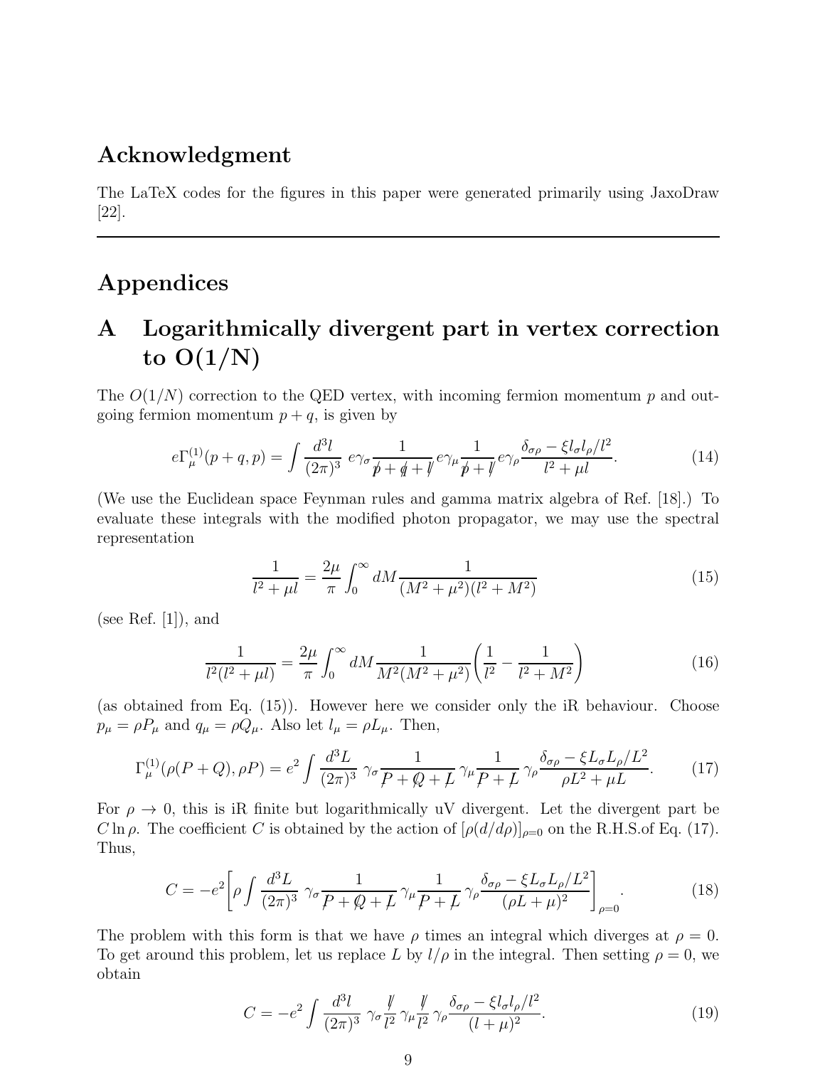## Acknowledgment

The LaTeX codes for the figures in this paper were generated primarily using JaxoDraw [22].

---

## Appendices

## A Logarithmically divergent part in vertex correction to O(1/N)

The $O(1/N)$ correction to the QED vertex, with incoming fermion momentum $p$ and outgoing fermion momentum $p+q$, is given by

$$e\Gamma_\mu^{(1)}(p+q,p) = \int \frac{d^3l}{(2\pi)^3}\; e\gamma_\sigma \frac{1}{\not p + \not q + \not l}\, e\gamma_\mu \frac{1}{\not p + \not l}\, e\gamma_\rho \frac{\delta_{\sigma\rho} - \xi l_\sigma l_\rho / l^2}{l^2 + \mu l}. \tag{14}$$

(We use the Euclidean space Feynman rules and gamma matrix algebra of Ref. [18].) To evaluate these integrals with the modified photon propagator, we may use the spectral representation

$$\frac{1}{l^2 + \mu l} = \frac{2\mu}{\pi}\int_0^\infty dM \frac{1}{(M^2+\mu^2)(l^2+M^2)} \tag{15}$$

(see Ref. [1]), and

$$\frac{1}{l^2(l^2 + \mu l)} = \frac{2\mu}{\pi}\int_0^\infty dM \frac{1}{M^2(M^2+\mu^2)}\left(\frac{1}{l^2} - \frac{1}{l^2+M^2}\right) \tag{16}$$

(as obtained from Eq. (15)). However here we consider only the iR behaviour. Choose $p_\mu = \rho P_\mu$ and $q_\mu = \rho Q_\mu$. Also let $l_\mu = \rho L_\mu$. Then,

$$\Gamma_\mu^{(1)}(\rho(P+Q), \rho P) = e^2 \int \frac{d^3L}{(2\pi)^3}\; \gamma_\sigma \frac{1}{\not P + \not Q + \not L}\, \gamma_\mu \frac{1}{\not P + \not L}\, \gamma_\rho \frac{\delta_{\sigma\rho} - \xi L_\sigma L_\rho / L^2}{\rho L^2 + \mu L}. \tag{17}$$

For $\rho \to 0$, this is iR finite but logarithmically uV divergent. Let the divergent part be $C \ln \rho$. The coefficient $C$ is obtained by the action of $[\rho(d/d\rho)]_{\rho=0}$ on the R.H.S.of Eq. (17). Thus,

$$C = -e^2\left[\rho \int \frac{d^3L}{(2\pi)^3}\; \gamma_\sigma \frac{1}{\not P + \not Q + \not L}\, \gamma_\mu \frac{1}{\not P + \not L}\, \gamma_\rho \frac{\delta_{\sigma\rho} - \xi L_\sigma L_\rho / L^2}{(\rho L + \mu)^2}\right]_{\rho=0}. \tag{18}$$

The problem with this form is that we have $\rho$ times an integral which diverges at $\rho = 0$. To get around this problem, let us replace $L$ by $l/\rho$ in the integral. Then setting $\rho = 0$, we obtain

$$C = -e^2 \int \frac{d^3l}{(2\pi)^3}\; \gamma_\sigma \frac{\not l}{l^2}\, \gamma_\mu \frac{\not l}{l^2}\, \gamma_\rho \frac{\delta_{\sigma\rho} - \xi l_\sigma l_\rho / l^2}{(l+\mu)^2}. \tag{19}$$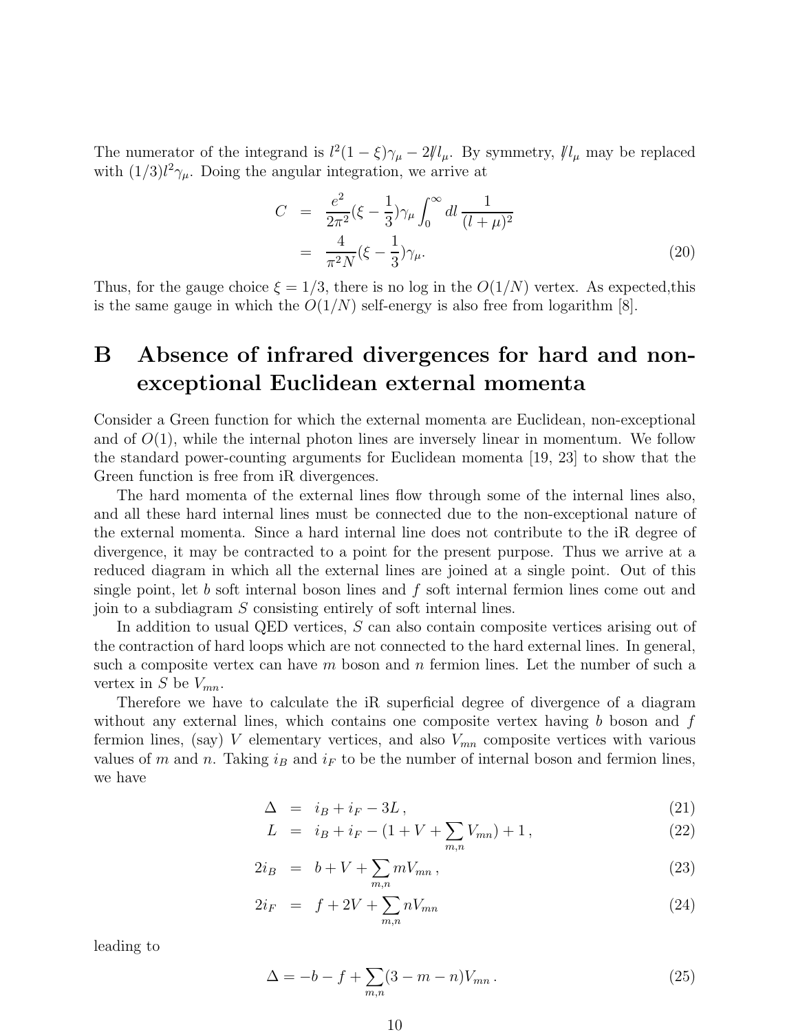The numerator of the integrand is $l^2(1-\xi)\gamma_\mu - 2\not{l} l_\mu$. By symmetry, $\not{l} l_\mu$ may be replaced with $(1/3)l^2\gamma_\mu$. Doing the angular integration, we arrive at

$$
\begin{aligned}
C &= \frac{e^2}{2\pi^2}(\xi - \frac{1}{3})\gamma_\mu \int_0^\infty dl \, \frac{1}{(l+\mu)^2} \\
&= \frac{4}{\pi^2 N}(\xi - \frac{1}{3})\gamma_\mu.
\end{aligned}
\tag{20}
$$

Thus, for the gauge choice $\xi = 1/3$, there is no log in the $O(1/N)$ vertex. As expected,this is the same gauge in which the $O(1/N)$ self-energy is also free from logarithm [8].

# B Absence of infrared divergences for hard and non-exceptional Euclidean external momenta

Consider a Green function for which the external momenta are Euclidean, non-exceptional and of $O(1)$, while the internal photon lines are inversely linear in momentum. We follow the standard power-counting arguments for Euclidean momenta [19, 23] to show that the Green function is free from iR divergences.

The hard momenta of the external lines flow through some of the internal lines also, and all these hard internal lines must be connected due to the non-exceptional nature of the external momenta. Since a hard internal line does not contribute to the iR degree of divergence, it may be contracted to a point for the present purpose. Thus we arrive at a reduced diagram in which all the external lines are joined at a single point. Out of this single point, let $b$ soft internal boson lines and $f$ soft internal fermion lines come out and join to a subdiagram $S$ consisting entirely of soft internal lines.

In addition to usual QED vertices, $S$ can also contain composite vertices arising out of the contraction of hard loops which are not connected to the hard external lines. In general, such a composite vertex can have $m$ boson and $n$ fermion lines. Let the number of such a vertex in $S$ be $V_{mn}$.

Therefore we have to calculate the iR superficial degree of divergence of a diagram without any external lines, which contains one composite vertex having $b$ boson and $f$ fermion lines, (say) $V$ elementary vertices, and also $V_{mn}$ composite vertices with various values of $m$ and $n$. Taking $i_B$ and $i_F$ to be the number of internal boson and fermion lines, we have

$$
\begin{aligned}
\Delta &= i_B + i_F - 3L\,, &(21)\\
L &= i_B + i_F - (1 + V + \sum_{m,n} V_{mn}) + 1\,, &(22)\\
2i_B &= b + V + \sum_{m,n} m V_{mn}\,, &(23)\\
2i_F &= f + 2V + \sum_{m,n} n V_{mn} &(24)
\end{aligned}
$$

leading to

$$
\Delta = -b - f + \sum_{m,n}(3 - m - n)V_{mn}\,. \tag{25}
$$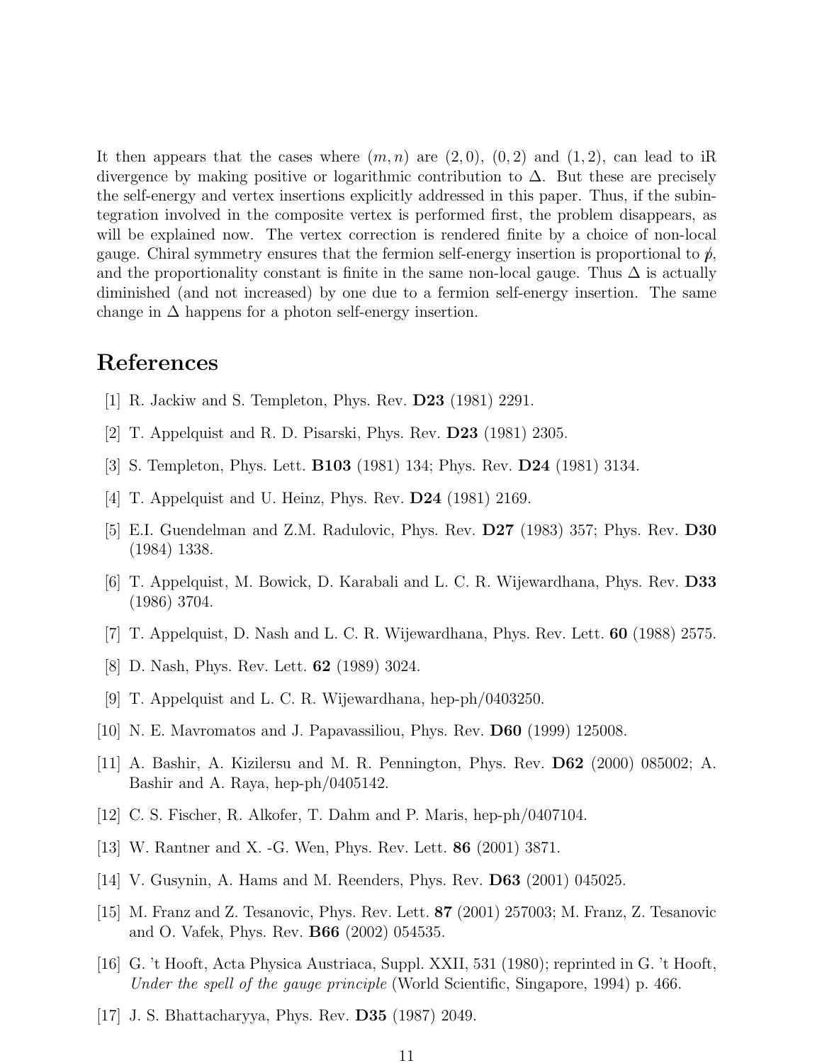It then appears that the cases where $(m, n)$ are $(2, 0)$, $(0, 2)$ and $(1, 2)$, can lead to iR divergence by making positive or logarithmic contribution to $\Delta$. But these are precisely the self-energy and vertex insertions explicitly addressed in this paper. Thus, if the subintegration involved in the composite vertex is performed first, the problem disappears, as will be explained now. The vertex correction is rendered finite by a choice of non-local gauge. Chiral symmetry ensures that the fermion self-energy insertion is proportional to $\not{p}$, and the proportionality constant is finite in the same non-local gauge. Thus $\Delta$ is actually diminished (and not increased) by one due to a fermion self-energy insertion. The same change in $\Delta$ happens for a photon self-energy insertion.

# References

[1] R. Jackiw and S. Templeton, Phys. Rev. **D23** (1981) 2291.

[2] T. Appelquist and R. D. Pisarski, Phys. Rev. **D23** (1981) 2305.

[3] S. Templeton, Phys. Lett. **B103** (1981) 134; Phys. Rev. **D24** (1981) 3134.

[4] T. Appelquist and U. Heinz, Phys. Rev. **D24** (1981) 2169.

[5] E.I. Guendelman and Z.M. Radulovic, Phys. Rev. **D27** (1983) 357; Phys. Rev. **D30** (1984) 1338.

[6] T. Appelquist, M. Bowick, D. Karabali and L. C. R. Wijewardhana, Phys. Rev. **D33** (1986) 3704.

[7] T. Appelquist, D. Nash and L. C. R. Wijewardhana, Phys. Rev. Lett. **60** (1988) 2575.

[8] D. Nash, Phys. Rev. Lett. **62** (1989) 3024.

[9] T. Appelquist and L. C. R. Wijewardhana, hep-ph/0403250.

[10] N. E. Mavromatos and J. Papavassiliou, Phys. Rev. **D60** (1999) 125008.

[11] A. Bashir, A. Kizilersu and M. R. Pennington, Phys. Rev. **D62** (2000) 085002; A. Bashir and A. Raya, hep-ph/0405142.

[12] C. S. Fischer, R. Alkofer, T. Dahm and P. Maris, hep-ph/0407104.

[13] W. Rantner and X. -G. Wen, Phys. Rev. Lett. **86** (2001) 3871.

[14] V. Gusynin, A. Hams and M. Reenders, Phys. Rev. **D63** (2001) 045025.

[15] M. Franz and Z. Tesanovic, Phys. Rev. Lett. **87** (2001) 257003; M. Franz, Z. Tesanovic and O. Vafek, Phys. Rev. **B66** (2002) 054535.

[16] G. 't Hooft, Acta Physica Austriaca, Suppl. XXII, 531 (1980); reprinted in G. 't Hooft, *Under the spell of the gauge principle* (World Scientific, Singapore, 1994) p. 466.

[17] J. S. Bhattacharyya, Phys. Rev. **D35** (1987) 2049.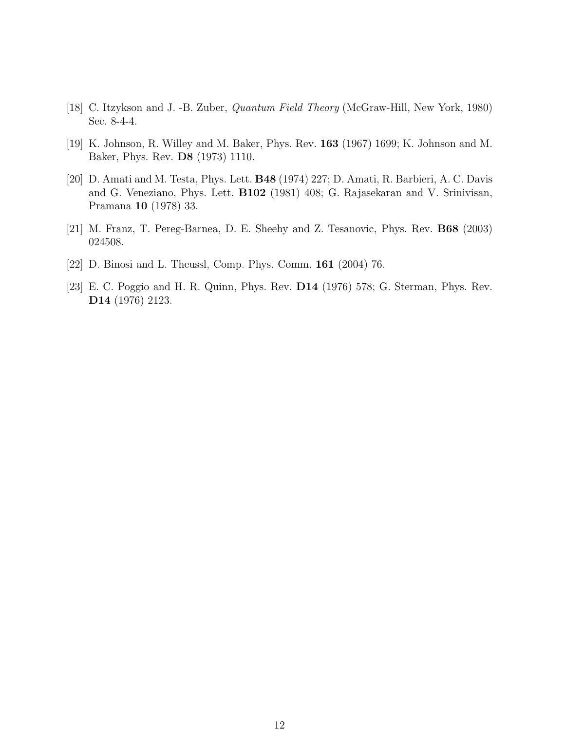[18] C. Itzykson and J. -B. Zuber, *Quantum Field Theory* (McGraw-Hill, New York, 1980) Sec. 8-4-4.

[19] K. Johnson, R. Willey and M. Baker, Phys. Rev. **163** (1967) 1699; K. Johnson and M. Baker, Phys. Rev. **D8** (1973) 1110.

[20] D. Amati and M. Testa, Phys. Lett. **B48** (1974) 227; D. Amati, R. Barbieri, A. C. Davis and G. Veneziano, Phys. Lett. **B102** (1981) 408; G. Rajasekaran and V. Srinivisan, Pramana **10** (1978) 33.

[21] M. Franz, T. Pereg-Barnea, D. E. Sheehy and Z. Tesanovic, Phys. Rev. **B68** (2003) 024508.

[22] D. Binosi and L. Theussl, Comp. Phys. Comm. **161** (2004) 76.

[23] E. C. Poggio and H. R. Quinn, Phys. Rev. **D14** (1976) 578; G. Sterman, Phys. Rev. **D14** (1976) 2123.